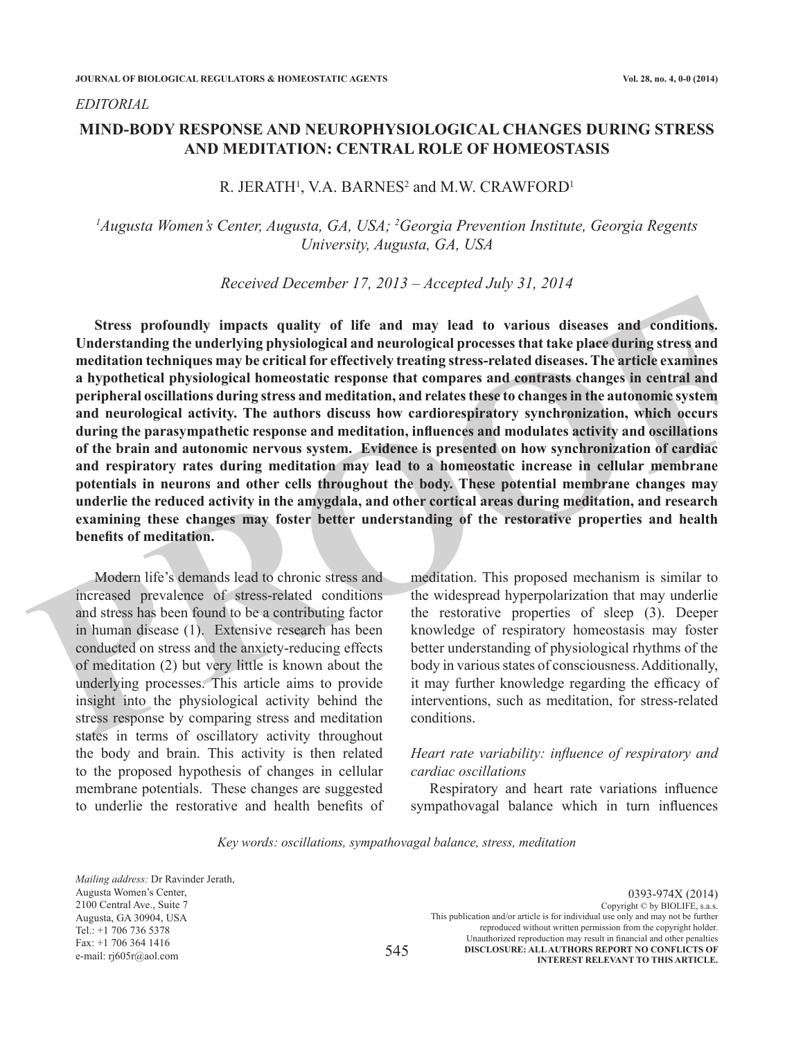*EDITORIAL*

# MIND-BODY RESPONSE AND NEUROPHYSIOLOGICAL CHANGES DURING STRESS AND MEDITATION: CENTRAL ROLE OF HOMEOSTASIS

R. JERATH[1], V.A. BARNES[2] and M.W. CRAWFORD[1]

*[1]Augusta Women's Center, Augusta, GA, USA; [2]Georgia Prevention Institute, Georgia Regents University, Augusta, GA, USA*

*Received December 17, 2013 – Accepted July 31, 2014*

**Stress profoundly impacts quality of life and may lead to various diseases and conditions. Understanding the underlying physiological and neurological processes that take place during stress and meditation techniques may be critical for effectively treating stress-related diseases. The article examines a hypothetical physiological homeostatic response that compares and contrasts changes in central and peripheral oscillations during stress and meditation, and relates these to changes in the autonomic system and neurological activity. The authors discuss how cardiorespiratory synchronization, which occurs during the parasympathetic response and meditation, influences and modulates activity and oscillations of the brain and autonomic nervous system. Evidence is presented on how synchronization of cardiac and respiratory rates during meditation may lead to a homeostatic increase in cellular membrane potentials in neurons and other cells throughout the body. These potential membrane changes may underlie the reduced activity in the amygdala, and other cortical areas during meditation, and research examining these changes may foster better understanding of the restorative properties and health benefits of meditation.**

Modern life's demands lead to chronic stress and increased prevalence of stress-related conditions and stress has been found to be a contributing factor in human disease (1). Extensive research has been conducted on stress and the anxiety-reducing effects of meditation (2) but very little is known about the underlying processes. This article aims to provide insight into the physiological activity behind the stress response by comparing stress and meditation states in terms of oscillatory activity throughout the body and brain. This activity is then related to the proposed hypothesis of changes in cellular membrane potentials. These changes are suggested to underlie the restorative and health benefits of meditation. This proposed mechanism is similar to the widespread hyperpolarization that may underlie the restorative properties of sleep (3). Deeper knowledge of respiratory homeostasis may foster better understanding of physiological rhythms of the body in various states of consciousness. Additionally, it may further knowledge regarding the efficacy of interventions, such as meditation, for stress-related conditions.

### *Heart rate variability: influence of respiratory and cardiac oscillations*

Respiratory and heart rate variations influence sympathovagal balance which in turn influences

*Key words: oscillations, sympathovagal balance, stress, meditation*

*Mailing address:* Dr Ravinder Jerath,
Augusta Women's Center,
2100 Central Ave., Suite 7
Augusta, GA 30904, USA
Tel.: +1 706 736 5378
Fax: +1 706 364 1416
e-mail: rj605r@aol.com

0393-974X (2014)
Copyright © by BIOLIFE, s.a.s.
This publication and/or article is for individual use only and may not be further reproduced without written permission from the copyright holder.
Unauthorized reproduction may result in financial and other penalties
**DISCLOSURE: ALL AUTHORS REPORT NO CONFLICTS OF INTEREST RELEVANT TO THIS ARTICLE.**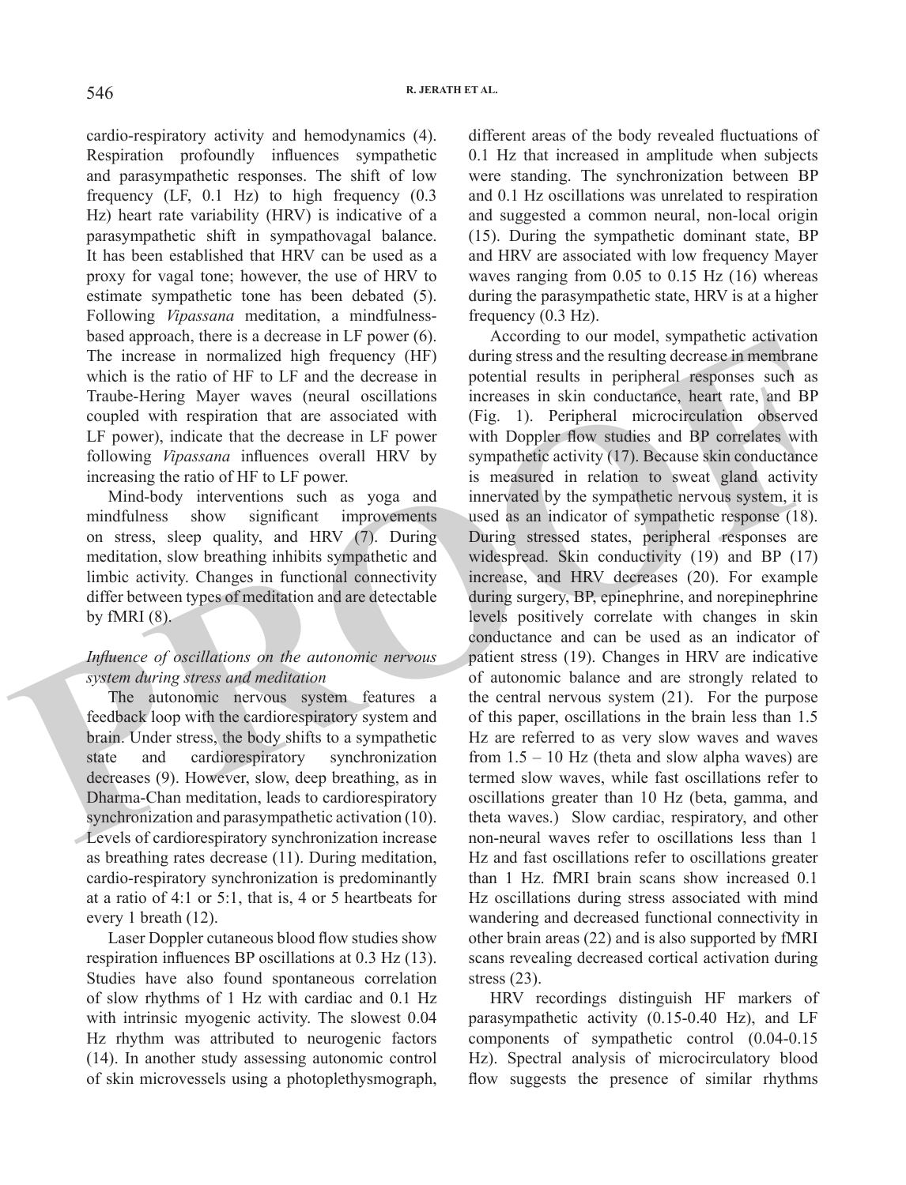cardio-respiratory activity and hemodynamics (4). Respiration profoundly influences sympathetic and parasympathetic responses. The shift of low frequency (LF, 0.1 Hz) to high frequency (0.3 Hz) heart rate variability (HRV) is indicative of a parasympathetic shift in sympathovagal balance. It has been established that HRV can be used as a proxy for vagal tone; however, the use of HRV to estimate sympathetic tone has been debated (5). Following *Vipassana* meditation, a mindfulness-based approach, there is a decrease in LF power (6). The increase in normalized high frequency (HF) which is the ratio of HF to LF and the decrease in Traube-Hering Mayer waves (neural oscillations coupled with respiration that are associated with LF power), indicate that the decrease in LF power following *Vipassana* influences overall HRV by increasing the ratio of HF to LF power.

Mind-body interventions such as yoga and mindfulness show significant improvements on stress, sleep quality, and HRV (7). During meditation, slow breathing inhibits sympathetic and limbic activity. Changes in functional connectivity differ between types of meditation and are detectable by fMRI (8).

### *Influence of oscillations on the autonomic nervous system during stress and meditation*

The autonomic nervous system features a feedback loop with the cardiorespiratory system and brain. Under stress, the body shifts to a sympathetic state and cardiorespiratory synchronization decreases (9). However, slow, deep breathing, as in Dharma-Chan meditation, leads to cardiorespiratory synchronization and parasympathetic activation (10). Levels of cardiorespiratory synchronization increase as breathing rates decrease (11). During meditation, cardio-respiratory synchronization is predominantly at a ratio of 4:1 or 5:1, that is, 4 or 5 heartbeats for every 1 breath (12).

Laser Doppler cutaneous blood flow studies show respiration influences BP oscillations at 0.3 Hz (13). Studies have also found spontaneous correlation of slow rhythms of 1 Hz with cardiac and 0.1 Hz with intrinsic myogenic activity. The slowest 0.04 Hz rhythm was attributed to neurogenic factors (14). In another study assessing autonomic control of skin microvessels using a photoplethysmograph, different areas of the body revealed fluctuations of 0.1 Hz that increased in amplitude when subjects were standing. The synchronization between BP and 0.1 Hz oscillations was unrelated to respiration and suggested a common neural, non-local origin (15). During the sympathetic dominant state, BP and HRV are associated with low frequency Mayer waves ranging from 0.05 to 0.15 Hz (16) whereas during the parasympathetic state, HRV is at a higher frequency (0.3 Hz).

According to our model, sympathetic activation during stress and the resulting decrease in membrane potential results in peripheral responses such as increases in skin conductance, heart rate, and BP (Fig. 1). Peripheral microcirculation observed with Doppler flow studies and BP correlates with sympathetic activity (17). Because skin conductance is measured in relation to sweat gland activity innervated by the sympathetic nervous system, it is used as an indicator of sympathetic response (18). During stressed states, peripheral responses are widespread. Skin conductivity (19) and BP (17) increase, and HRV decreases (20). For example during surgery, BP, epinephrine, and norepinephrine levels positively correlate with changes in skin conductance and can be used as an indicator of patient stress (19). Changes in HRV are indicative of autonomic balance and are strongly related to the central nervous system (21). For the purpose of this paper, oscillations in the brain less than 1.5 Hz are referred to as very slow waves and waves from 1.5 – 10 Hz (theta and slow alpha waves) are termed slow waves, while fast oscillations refer to oscillations greater than 10 Hz (beta, gamma, and theta waves.) Slow cardiac, respiratory, and other non-neural waves refer to oscillations less than 1 Hz and fast oscillations refer to oscillations greater than 1 Hz. fMRI brain scans show increased 0.1 Hz oscillations during stress associated with mind wandering and decreased functional connectivity in other brain areas (22) and is also supported by fMRI scans revealing decreased cortical activation during stress (23).

HRV recordings distinguish HF markers of parasympathetic activity (0.15-0.40 Hz), and LF components of sympathetic control (0.04-0.15 Hz). Spectral analysis of microcirculatory blood flow suggests the presence of similar rhythms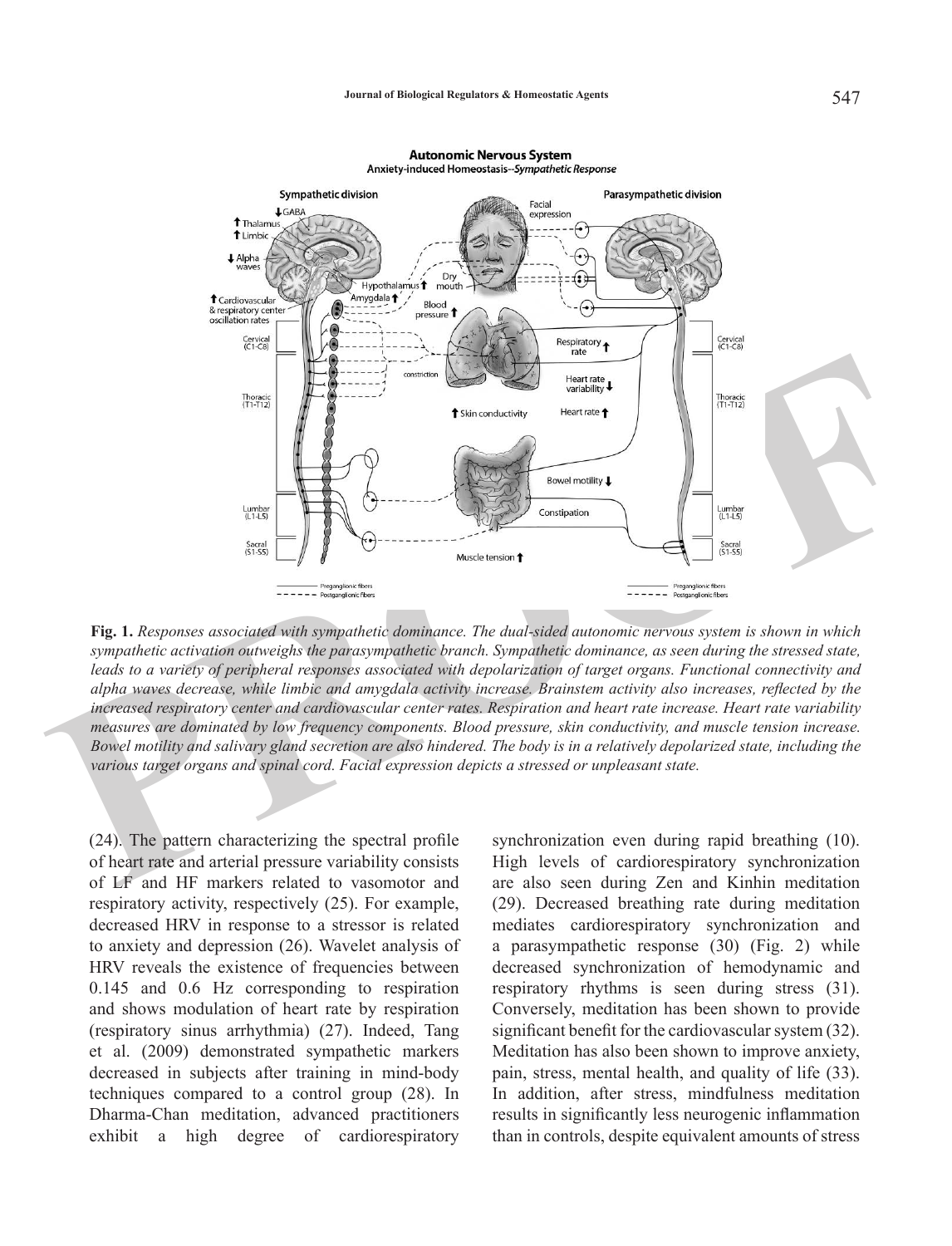**Fig. 1.** *Responses associated with sympathetic dominance. The dual-sided autonomic nervous system is shown in which sympathetic activation outweighs the parasympathetic branch. Sympathetic dominance, as seen during the stressed state, leads to a variety of peripheral responses associated with depolarization of target organs. Functional connectivity and alpha waves decrease, while limbic and amygdala activity increase. Brainstem activity also increases, reflected by the increased respiratory center and cardiovascular center rates. Respiration and heart rate increase. Heart rate variability measures are dominated by low frequency components. Blood pressure, skin conductivity, and muscle tension increase. Bowel motility and salivary gland secretion are also hindered. The body is in a relatively depolarized state, including the various target organs and spinal cord. Facial expression depicts a stressed or unpleasant state.*

(24). The pattern characterizing the spectral profile of heart rate and arterial pressure variability consists of LF and HF markers related to vasomotor and respiratory activity, respectively (25). For example, decreased HRV in response to a stressor is related to anxiety and depression (26). Wavelet analysis of HRV reveals the existence of frequencies between 0.145 and 0.6 Hz corresponding to respiration and shows modulation of heart rate by respiration (respiratory sinus arrhythmia) (27). Indeed, Tang et al. (2009) demonstrated sympathetic markers decreased in subjects after training in mind-body techniques compared to a control group (28). In Dharma-Chan meditation, advanced practitioners exhibit a high degree of cardiorespiratory synchronization even during rapid breathing (10). High levels of cardiorespiratory synchronization are also seen during Zen and Kinhin meditation (29). Decreased breathing rate during meditation mediates cardiorespiratory synchronization and a parasympathetic response (30) (Fig. 2) while decreased synchronization of hemodynamic and respiratory rhythms is seen during stress (31). Conversely, meditation has been shown to provide significant benefit for the cardiovascular system (32). Meditation has also been shown to improve anxiety, pain, stress, mental health, and quality of life (33). In addition, after stress, mindfulness meditation results in significantly less neurogenic inflammation than in controls, despite equivalent amounts of stress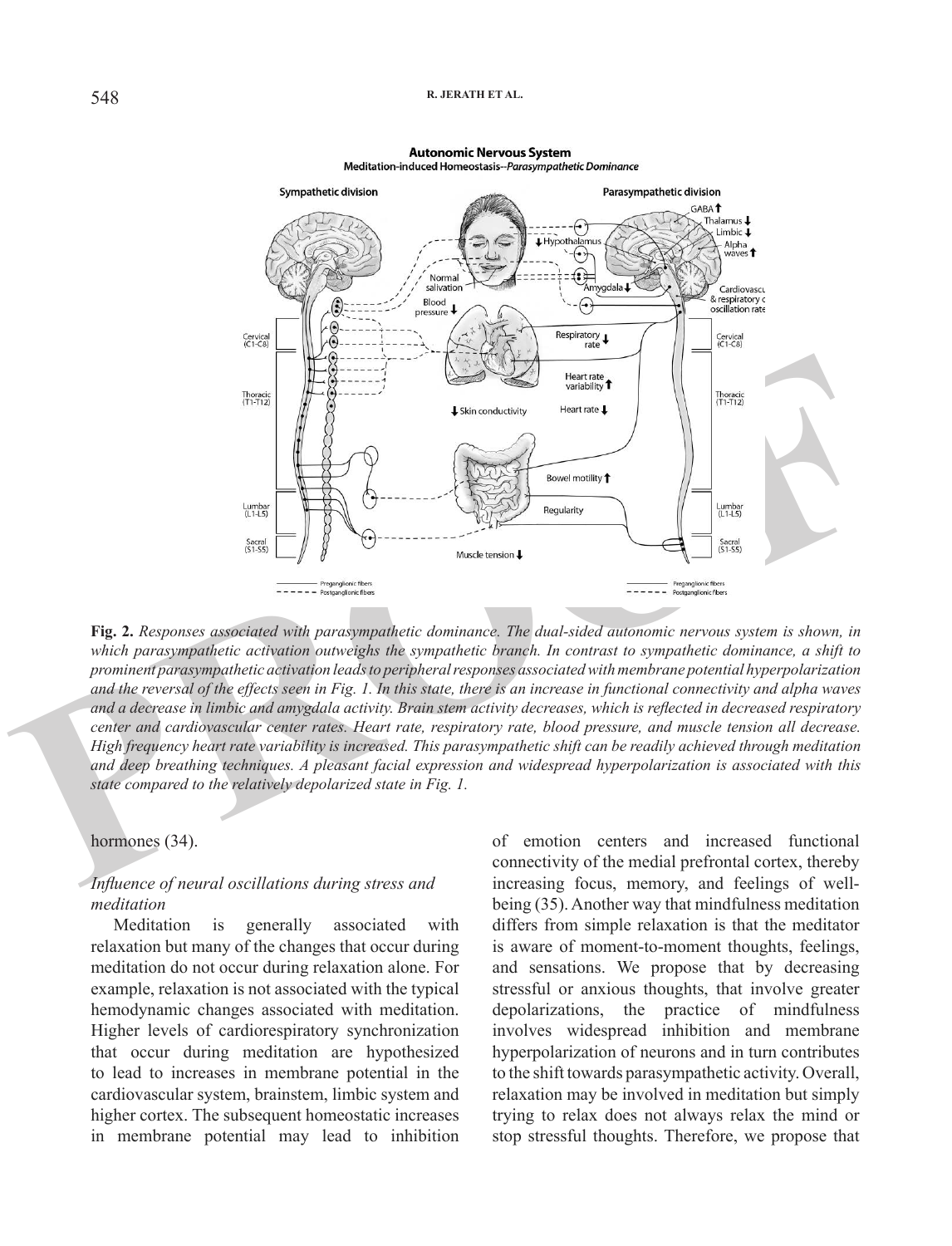**Fig. 2.** *Responses associated with parasympathetic dominance. The dual-sided autonomic nervous system is shown, in which parasympathetic activation outweighs the sympathetic branch. In contrast to sympathetic dominance, a shift to prominent parasympathetic activation leads to peripheral responses associated with membrane potential hyperpolarization and the reversal of the effects seen in Fig. 1. In this state, there is an increase in functional connectivity and alpha waves and a decrease in limbic and amygdala activity. Brain stem activity decreases, which is reflected in decreased respiratory center and cardiovascular center rates. Heart rate, respiratory rate, blood pressure, and muscle tension all decrease. High frequency heart rate variability is increased. This parasympathetic shift can be readily achieved through meditation and deep breathing techniques. A pleasant facial expression and widespread hyperpolarization is associated with this state compared to the relatively depolarized state in Fig. 1.*

hormones (34).

### *Influence of neural oscillations during stress and meditation*

Meditation is generally associated with relaxation but many of the changes that occur during meditation do not occur during relaxation alone. For example, relaxation is not associated with the typical hemodynamic changes associated with meditation. Higher levels of cardiorespiratory synchronization that occur during meditation are hypothesized to lead to increases in membrane potential in the cardiovascular system, brainstem, limbic system and higher cortex. The subsequent homeostatic increases in membrane potential may lead to inhibition of emotion centers and increased functional connectivity of the medial prefrontal cortex, thereby increasing focus, memory, and feelings of well-being (35). Another way that mindfulness meditation differs from simple relaxation is that the meditator is aware of moment-to-moment thoughts, feelings, and sensations. We propose that by decreasing stressful or anxious thoughts, that involve greater depolarizations, the practice of mindfulness involves widespread inhibition and membrane hyperpolarization of neurons and in turn contributes to the shift towards parasympathetic activity. Overall, relaxation may be involved in meditation but simply trying to relax does not always relax the mind or stop stressful thoughts. Therefore, we propose that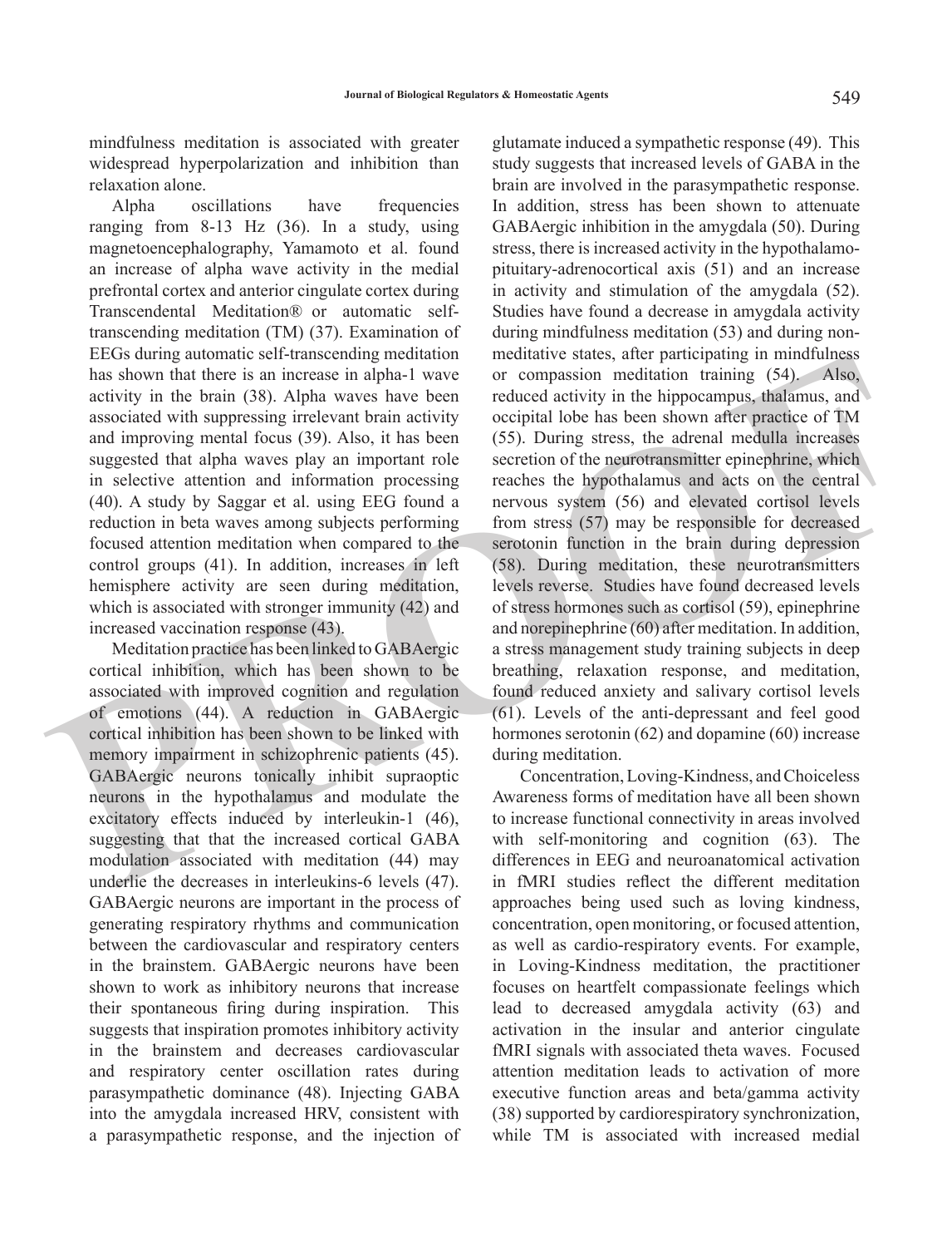mindfulness meditation is associated with greater widespread hyperpolarization and inhibition than relaxation alone.

Alpha oscillations have frequencies ranging from 8-13 Hz (36). In a study, using magnetoencephalography, Yamamoto et al. found an increase of alpha wave activity in the medial prefrontal cortex and anterior cingulate cortex during Transcendental Meditation® or automatic self-transcending meditation (TM) (37). Examination of EEGs during automatic self-transcending meditation has shown that there is an increase in alpha-1 wave activity in the brain (38). Alpha waves have been associated with suppressing irrelevant brain activity and improving mental focus (39). Also, it has been suggested that alpha waves play an important role in selective attention and information processing (40). A study by Saggar et al. using EEG found a reduction in beta waves among subjects performing focused attention meditation when compared to the control groups (41). In addition, increases in left hemisphere activity are seen during meditation, which is associated with stronger immunity (42) and increased vaccination response (43).

Meditation practice has been linked to GABAergic cortical inhibition, which has been shown to be associated with improved cognition and regulation of emotions (44). A reduction in GABAergic cortical inhibition has been shown to be linked with memory impairment in schizophrenic patients (45). GABAergic neurons tonically inhibit supraoptic neurons in the hypothalamus and modulate the excitatory effects induced by interleukin-1 (46), suggesting that that the increased cortical GABA modulation associated with meditation (44) may underlie the decreases in interleukins-6 levels (47). GABAergic neurons are important in the process of generating respiratory rhythms and communication between the cardiovascular and respiratory centers in the brainstem. GABAergic neurons have been shown to work as inhibitory neurons that increase their spontaneous firing during inspiration. This suggests that inspiration promotes inhibitory activity in the brainstem and decreases cardiovascular and respiratory center oscillation rates during parasympathetic dominance (48). Injecting GABA into the amygdala increased HRV, consistent with a parasympathetic response, and the injection of glutamate induced a sympathetic response (49). This study suggests that increased levels of GABA in the brain are involved in the parasympathetic response. In addition, stress has been shown to attenuate GABAergic inhibition in the amygdala (50). During stress, there is increased activity in the hypothalamo-pituitary-adrenocortical axis (51) and an increase in activity and stimulation of the amygdala (52). Studies have found a decrease in amygdala activity during mindfulness meditation (53) and during non-meditative states, after participating in mindfulness or compassion meditation training (54). Also, reduced activity in the hippocampus, thalamus, and occipital lobe has been shown after practice of TM (55). During stress, the adrenal medulla increases secretion of the neurotransmitter epinephrine, which reaches the hypothalamus and acts on the central nervous system (56) and elevated cortisol levels from stress (57) may be responsible for decreased serotonin function in the brain during depression (58). During meditation, these neurotransmitters levels reverse. Studies have found decreased levels of stress hormones such as cortisol (59), epinephrine and norepinephrine (60) after meditation. In addition, a stress management study training subjects in deep breathing, relaxation response, and meditation, found reduced anxiety and salivary cortisol levels (61). Levels of the anti-depressant and feel good hormones serotonin (62) and dopamine (60) increase during meditation.

Concentration, Loving-Kindness, and Choiceless Awareness forms of meditation have all been shown to increase functional connectivity in areas involved with self-monitoring and cognition (63). The differences in EEG and neuroanatomical activation in fMRI studies reflect the different meditation approaches being used such as loving kindness, concentration, open monitoring, or focused attention, as well as cardio-respiratory events. For example, in Loving-Kindness meditation, the practitioner focuses on heartfelt compassionate feelings which lead to decreased amygdala activity (63) and activation in the insular and anterior cingulate fMRI signals with associated theta waves. Focused attention meditation leads to activation of more executive function areas and beta/gamma activity (38) supported by cardiorespiratory synchronization, while TM is associated with increased medial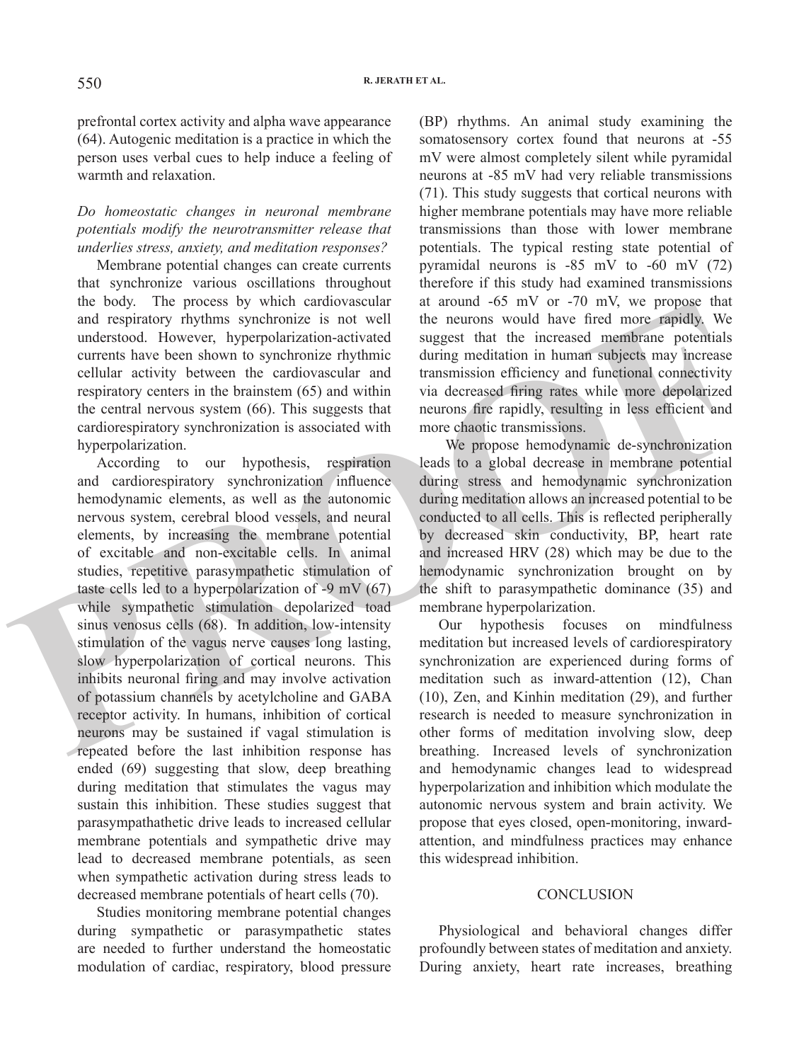prefrontal cortex activity and alpha wave appearance (64). Autogenic meditation is a practice in which the person uses verbal cues to help induce a feeling of warmth and relaxation.

*Do homeostatic changes in neuronal membrane potentials modify the neurotransmitter release that underlies stress, anxiety, and meditation responses?*

Membrane potential changes can create currents that synchronize various oscillations throughout the body. The process by which cardiovascular and respiratory rhythms synchronize is not well understood. However, hyperpolarization-activated currents have been shown to synchronize rhythmic cellular activity between the cardiovascular and respiratory centers in the brainstem (65) and within the central nervous system (66). This suggests that cardiorespiratory synchronization is associated with hyperpolarization.

According to our hypothesis, respiration and cardiorespiratory synchronization influence hemodynamic elements, as well as the autonomic nervous system, cerebral blood vessels, and neural elements, by increasing the membrane potential of excitable and non-excitable cells. In animal studies, repetitive parasympathetic stimulation of taste cells led to a hyperpolarization of -9 mV (67) while sympathetic stimulation depolarized toad sinus venosus cells (68). In addition, low-intensity stimulation of the vagus nerve causes long lasting, slow hyperpolarization of cortical neurons. This inhibits neuronal firing and may involve activation of potassium channels by acetylcholine and GABA receptor activity. In humans, inhibition of cortical neurons may be sustained if vagal stimulation is repeated before the last inhibition response has ended (69) suggesting that slow, deep breathing during meditation that stimulates the vagus may sustain this inhibition. These studies suggest that parasympathathetic drive leads to increased cellular membrane potentials and sympathetic drive may lead to decreased membrane potentials, as seen when sympathetic activation during stress leads to decreased membrane potentials of heart cells (70).

Studies monitoring membrane potential changes during sympathetic or parasympathetic states are needed to further understand the homeostatic modulation of cardiac, respiratory, blood pressure (BP) rhythms. An animal study examining the somatosensory cortex found that neurons at -55 mV were almost completely silent while pyramidal neurons at -85 mV had very reliable transmissions (71). This study suggests that cortical neurons with higher membrane potentials may have more reliable transmissions than those with lower membrane potentials. The typical resting state potential of pyramidal neurons is -85 mV to -60 mV (72) therefore if this study had examined transmissions at around -65 mV or -70 mV, we propose that the neurons would have fired more rapidly. We suggest that the increased membrane potentials during meditation in human subjects may increase transmission efficiency and functional connectivity via decreased firing rates while more depolarized neurons fire rapidly, resulting in less efficient and more chaotic transmissions.

We propose hemodynamic de-synchronization leads to a global decrease in membrane potential during stress and hemodynamic synchronization during meditation allows an increased potential to be conducted to all cells. This is reflected peripherally by decreased skin conductivity, BP, heart rate and increased HRV (28) which may be due to the hemodynamic synchronization brought on by the shift to parasympathetic dominance (35) and membrane hyperpolarization.

Our hypothesis focuses on mindfulness meditation but increased levels of cardiorespiratory synchronization are experienced during forms of meditation such as inward-attention (12), Chan (10), Zen, and Kinhin meditation (29), and further research is needed to measure synchronization in other forms of meditation involving slow, deep breathing. Increased levels of synchronization and hemodynamic changes lead to widespread hyperpolarization and inhibition which modulate the autonomic nervous system and brain activity. We propose that eyes closed, open-monitoring, inward-attention, and mindfulness practices may enhance this widespread inhibition.

## CONCLUSION

Physiological and behavioral changes differ profoundly between states of meditation and anxiety. During anxiety, heart rate increases, breathing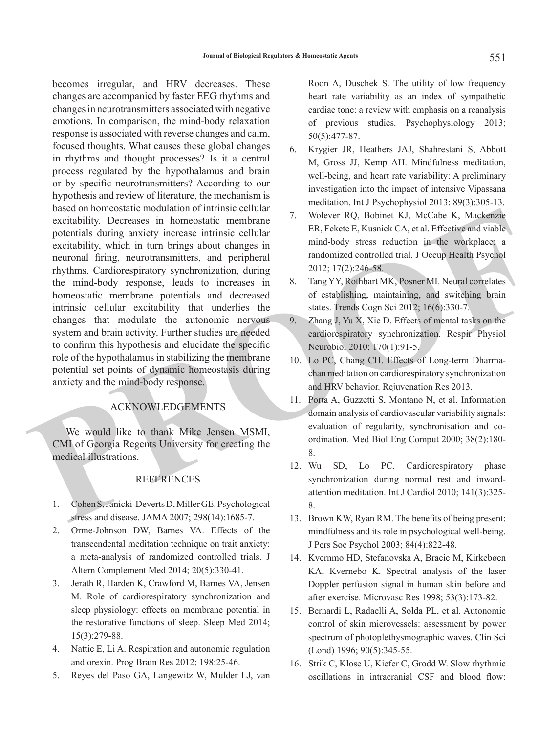becomes irregular, and HRV decreases. These changes are accompanied by faster EEG rhythms and changes in neurotransmitters associated with negative emotions. In comparison, the mind-body relaxation response is associated with reverse changes and calm, focused thoughts. What causes these global changes in rhythms and thought processes? Is it a central process regulated by the hypothalamus and brain or by specific neurotransmitters? According to our hypothesis and review of literature, the mechanism is based on homeostatic modulation of intrinsic cellular excitability. Decreases in homeostatic membrane potentials during anxiety increase intrinsic cellular excitability, which in turn brings about changes in neuronal firing, neurotransmitters, and peripheral rhythms. Cardiorespiratory synchronization, during the mind-body response, leads to increases in homeostatic membrane potentials and decreased intrinsic cellular excitability that underlies the changes that modulate the autonomic nervous system and brain activity. Further studies are needed to confirm this hypothesis and elucidate the specific role of the hypothalamus in stabilizing the membrane potential set points of dynamic homeostasis during anxiety and the mind-body response.

## ACKNOWLEDGEMENTS

We would like to thank Mike Jensen MSMI, CMI of Georgia Regents University for creating the medical illustrations.

## REFERENCES

1. Cohen S, Janicki-Deverts D, Miller GE. Psychological stress and disease. JAMA 2007; 298(14):1685-7.
2. Orme-Johnson DW, Barnes VA. Effects of the transcendental meditation technique on trait anxiety: a meta-analysis of randomized controlled trials. J Altern Complement Med 2014; 20(5):330-41.
3. Jerath R, Harden K, Crawford M, Barnes VA, Jensen M. Role of cardiorespiratory synchronization and sleep physiology: effects on membrane potential in the restorative functions of sleep. Sleep Med 2014; 15(3):279-88.
4. Nattie E, Li A. Respiration and autonomic regulation and orexin. Prog Brain Res 2012; 198:25-46.
5. Reyes del Paso GA, Langewitz W, Mulder LJ, van Roon A, Duschek S. The utility of low frequency heart rate variability as an index of sympathetic cardiac tone: a review with emphasis on a reanalysis of previous studies. Psychophysiology 2013; 50(5):477-87.
6. Krygier JR, Heathers JAJ, Shahrestani S, Abbott M, Gross JJ, Kemp AH. Mindfulness meditation, well-being, and heart rate variability: A preliminary investigation into the impact of intensive Vipassana meditation. Int J Psychophysiol 2013; 89(3):305-13.
7. Wolever RQ, Bobinet KJ, McCabe K, Mackenzie ER, Fekete E, Kusnick CA, et al. Effective and viable mind-body stress reduction in the workplace: a randomized controlled trial. J Occup Health Psychol 2012; 17(2):246-58.
8. Tang YY, Rothbart MK, Posner MI. Neural correlates of establishing, maintaining, and switching brain states. Trends Cogn Sci 2012; 16(6):330-7.
9. Zhang J, Yu X, Xie D. Effects of mental tasks on the cardiorespiratory synchronization. Respir Physiol Neurobiol 2010; 170(1):91-5.
10. Lo PC, Chang CH. Effects of Long-term Dharma-chan meditation on cardiorespiratory synchronization and HRV behavior. Rejuvenation Res 2013.
11. Porta A, Guzzetti S, Montano N, et al. Information domain analysis of cardiovascular variability signals: evaluation of regularity, synchronisation and co-ordination. Med Biol Eng Comput 2000; 38(2):180-8.
12. Wu SD, Lo PC. Cardiorespiratory phase synchronization during normal rest and inward-attention meditation. Int J Cardiol 2010; 141(3):325-8.
13. Brown KW, Ryan RM. The benefits of being present: mindfulness and its role in psychological well-being. J Pers Soc Psychol 2003; 84(4):822-48.
14. Kvernmo HD, Stefanovska A, Bracic M, Kirkebøen KA, Kvernebo K. Spectral analysis of the laser Doppler perfusion signal in human skin before and after exercise. Microvasc Res 1998; 53(3):173-82.
15. Bernardi L, Radaelli A, Solda PL, et al. Autonomic control of skin microvessels: assessment by power spectrum of photoplethysmographic waves. Clin Sci (Lond) 1996; 90(5):345-55.
16. Strik C, Klose U, Kiefer C, Grodd W. Slow rhythmic oscillations in intracranial CSF and blood flow: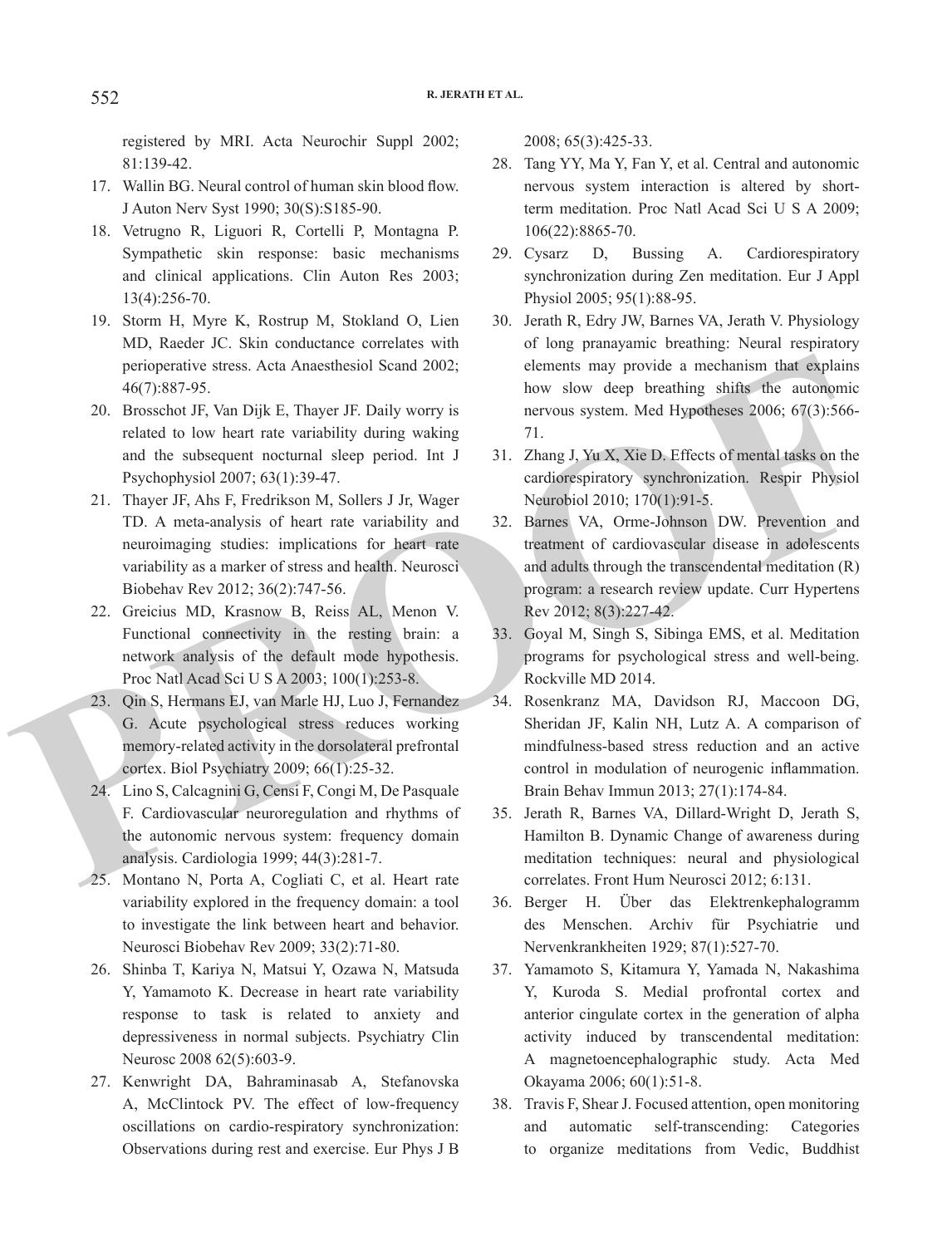registered by MRI. Acta Neurochir Suppl 2002; 81:139-42.

17. Wallin BG. Neural control of human skin blood flow. J Auton Nerv Syst 1990; 30(S):S185-90.
18. Vetrugno R, Liguori R, Cortelli P, Montagna P. Sympathetic skin response: basic mechanisms and clinical applications. Clin Auton Res 2003; 13(4):256-70.
19. Storm H, Myre K, Rostrup M, Stokland O, Lien MD, Raeder JC. Skin conductance correlates with perioperative stress. Acta Anaesthesiol Scand 2002; 46(7):887-95.
20. Brosschot JF, Van Dijk E, Thayer JF. Daily worry is related to low heart rate variability during waking and the subsequent nocturnal sleep period. Int J Psychophysiol 2007; 63(1):39-47.
21. Thayer JF, Ahs F, Fredrikson M, Sollers J Jr, Wager TD. A meta-analysis of heart rate variability and neuroimaging studies: implications for heart rate variability as a marker of stress and health. Neurosci Biobehav Rev 2012; 36(2):747-56.
22. Greicius MD, Krasnow B, Reiss AL, Menon V. Functional connectivity in the resting brain: a network analysis of the default mode hypothesis. Proc Natl Acad Sci U S A 2003; 100(1):253-8.
23. Qin S, Hermans EJ, van Marle HJ, Luo J, Fernandez G. Acute psychological stress reduces working memory-related activity in the dorsolateral prefrontal cortex. Biol Psychiatry 2009; 66(1):25-32.
24. Lino S, Calcagnini G, Censi F, Congi M, De Pasquale F. Cardiovascular neuroregulation and rhythms of the autonomic nervous system: frequency domain analysis. Cardiologia 1999; 44(3):281-7.
25. Montano N, Porta A, Cogliati C, et al. Heart rate variability explored in the frequency domain: a tool to investigate the link between heart and behavior. Neurosci Biobehav Rev 2009; 33(2):71-80.
26. Shinba T, Kariya N, Matsui Y, Ozawa N, Matsuda Y, Yamamoto K. Decrease in heart rate variability response to task is related to anxiety and depressiveness in normal subjects. Psychiatry Clin Neurosc 2008 62(5):603-9.
27. Kenwright DA, Bahraminasab A, Stefanovska A, McClintock PV. The effect of low-frequency oscillations on cardio-respiratory synchronization: Observations during rest and exercise. Eur Phys J B 2008; 65(3):425-33.
28. Tang YY, Ma Y, Fan Y, et al. Central and autonomic nervous system interaction is altered by short-term meditation. Proc Natl Acad Sci U S A 2009; 106(22):8865-70.
29. Cysarz D, Bussing A. Cardiorespiratory synchronization during Zen meditation. Eur J Appl Physiol 2005; 95(1):88-95.
30. Jerath R, Edry JW, Barnes VA, Jerath V. Physiology of long pranayamic breathing: Neural respiratory elements may provide a mechanism that explains how slow deep breathing shifts the autonomic nervous system. Med Hypotheses 2006; 67(3):566-71.
31. Zhang J, Yu X, Xie D. Effects of mental tasks on the cardiorespiratory synchronization. Respir Physiol Neurobiol 2010; 170(1):91-5.
32. Barnes VA, Orme-Johnson DW. Prevention and treatment of cardiovascular disease in adolescents and adults through the transcendental meditation (R) program: a research review update. Curr Hypertens Rev 2012; 8(3):227-42.
33. Goyal M, Singh S, Sibinga EMS, et al. Meditation programs for psychological stress and well-being. Rockville MD 2014.
34. Rosenkranz MA, Davidson RJ, Maccoon DG, Sheridan JF, Kalin NH, Lutz A. A comparison of mindfulness-based stress reduction and an active control in modulation of neurogenic inflammation. Brain Behav Immun 2013; 27(1):174-84.
35. Jerath R, Barnes VA, Dillard-Wright D, Jerath S, Hamilton B. Dynamic Change of awareness during meditation techniques: neural and physiological correlates. Front Hum Neurosci 2012; 6:131.
36. Berger H. Über das Elektrenkephalogramm des Menschen. Archiv für Psychiatrie und Nervenkrankheiten 1929; 87(1):527-70.
37. Yamamoto S, Kitamura Y, Yamada N, Nakashima Y, Kuroda S. Medial profrontal cortex and anterior cingulate cortex in the generation of alpha activity induced by transcendental meditation: A magnetoencephalographic study. Acta Med Okayama 2006; 60(1):51-8.
38. Travis F, Shear J. Focused attention, open monitoring and automatic self-transcending: Categories to organize meditations from Vedic, Buddhist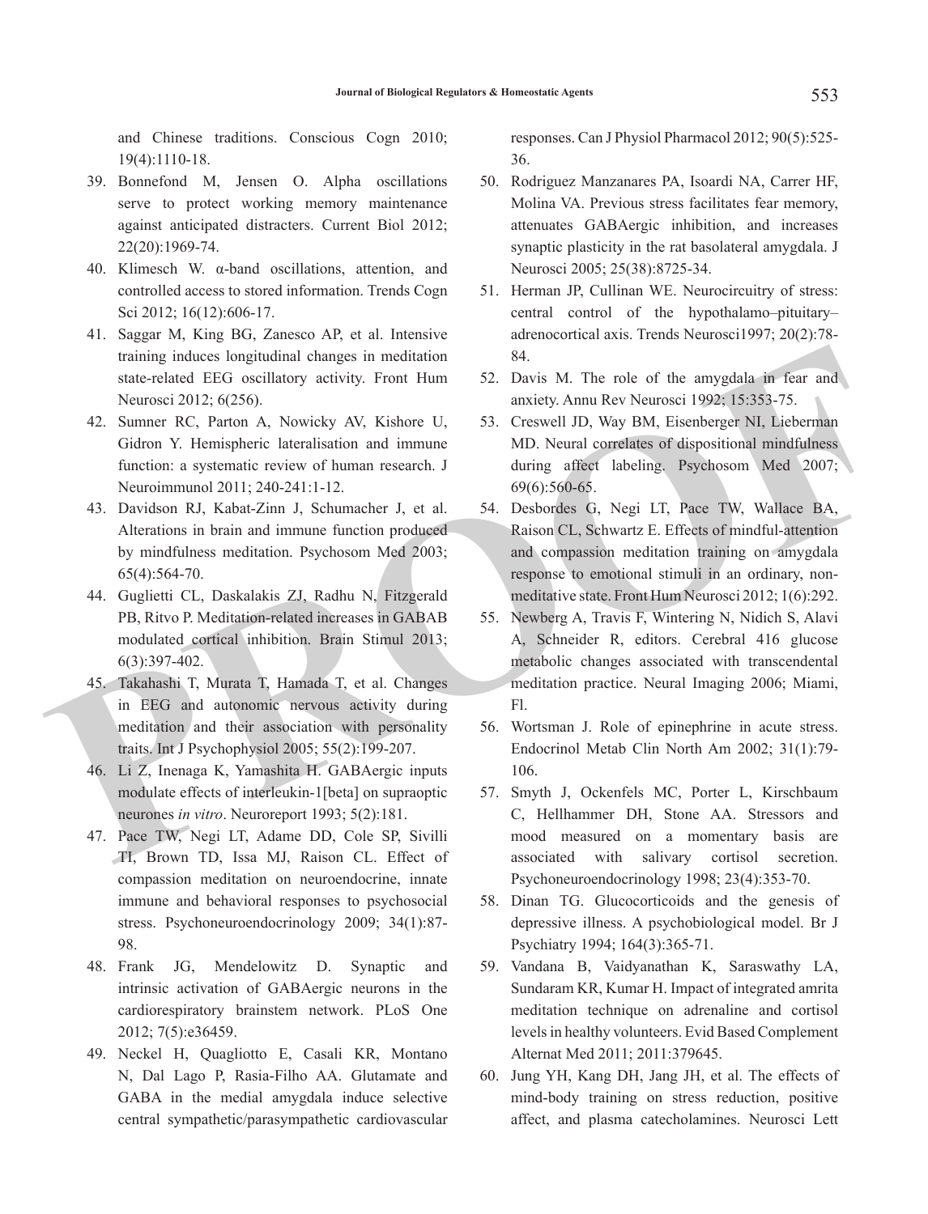and Chinese traditions. Conscious Cogn 2010; 19(4):1110-18.

39. Bonnefond M, Jensen O. Alpha oscillations serve to protect working memory maintenance against anticipated distracters. Current Biol 2012; 22(20):1969-74.
40. Klimesch W. α-band oscillations, attention, and controlled access to stored information. Trends Cogn Sci 2012; 16(12):606-17.
41. Saggar M, King BG, Zanesco AP, et al. Intensive training induces longitudinal changes in meditation state-related EEG oscillatory activity. Front Hum Neurosci 2012; 6(256).
42. Sumner RC, Parton A, Nowicky AV, Kishore U, Gidron Y. Hemispheric lateralisation and immune function: a systematic review of human research. J Neuroimmunol 2011; 240-241:1-12.
43. Davidson RJ, Kabat-Zinn J, Schumacher J, et al. Alterations in brain and immune function produced by mindfulness meditation. Psychosom Med 2003; 65(4):564-70.
44. Guglietti CL, Daskalakis ZJ, Radhu N, Fitzgerald PB, Ritvo P. Meditation-related increases in GABAB modulated cortical inhibition. Brain Stimul 2013; 6(3):397-402.
45. Takahashi T, Murata T, Hamada T, et al. Changes in EEG and autonomic nervous activity during meditation and their association with personality traits. Int J Psychophysiol 2005; 55(2):199-207.
46. Li Z, Inenaga K, Yamashita H. GABAergic inputs modulate effects of interleukin-1[beta] on supraoptic neurones *in vitro*. Neuroreport 1993; 5(2):181.
47. Pace TW, Negi LT, Adame DD, Cole SP, Sivilli TI, Brown TD, Issa MJ, Raison CL. Effect of compassion meditation on neuroendocrine, innate immune and behavioral responses to psychosocial stress. Psychoneuroendocrinology 2009; 34(1):87-98.
48. Frank JG, Mendelowitz D. Synaptic and intrinsic activation of GABAergic neurons in the cardiorespiratory brainstem network. PLoS One 2012; 7(5):e36459.
49. Neckel H, Quagliotto E, Casali KR, Montano N, Dal Lago P, Rasia-Filho AA. Glutamate and GABA in the medial amygdala induce selective central sympathetic/parasympathetic cardiovascular responses. Can J Physiol Pharmacol 2012; 90(5):525-36.
50. Rodriguez Manzanares PA, Isoardi NA, Carrer HF, Molina VA. Previous stress facilitates fear memory, attenuates GABAergic inhibition, and increases synaptic plasticity in the rat basolateral amygdala. J Neurosci 2005; 25(38):8725-34.
51. Herman JP, Cullinan WE. Neurocircuitry of stress: central control of the hypothalamo–pituitary–adrenocortical axis. Trends Neurosci1997; 20(2):78-84.
52. Davis M. The role of the amygdala in fear and anxiety. Annu Rev Neurosci 1992; 15:353-75.
53. Creswell JD, Way BM, Eisenberger NI, Lieberman MD. Neural correlates of dispositional mindfulness during affect labeling. Psychosom Med 2007; 69(6):560-65.
54. Desbordes G, Negi LT, Pace TW, Wallace BA, Raison CL, Schwartz E. Effects of mindful-attention and compassion meditation training on amygdala response to emotional stimuli in an ordinary, non-meditative state. Front Hum Neurosci 2012; 1(6):292.
55. Newberg A, Travis F, Wintering N, Nidich S, Alavi A, Schneider R, editors. Cerebral 416 glucose metabolic changes associated with transcendental meditation practice. Neural Imaging 2006; Miami, Fl.
56. Wortsman J. Role of epinephrine in acute stress. Endocrinol Metab Clin North Am 2002; 31(1):79-106.
57. Smyth J, Ockenfels MC, Porter L, Kirschbaum C, Hellhammer DH, Stone AA. Stressors and mood measured on a momentary basis are associated with salivary cortisol secretion. Psychoneuroendocrinology 1998; 23(4):353-70.
58. Dinan TG. Glucocorticoids and the genesis of depressive illness. A psychobiological model. Br J Psychiatry 1994; 164(3):365-71.
59. Vandana B, Vaidyanathan K, Saraswathy LA, Sundaram KR, Kumar H. Impact of integrated amrita meditation technique on adrenaline and cortisol levels in healthy volunteers. Evid Based Complement Alternat Med 2011; 2011:379645.
60. Jung YH, Kang DH, Jang JH, et al. The effects of mind-body training on stress reduction, positive affect, and plasma catecholamines. Neurosci Lett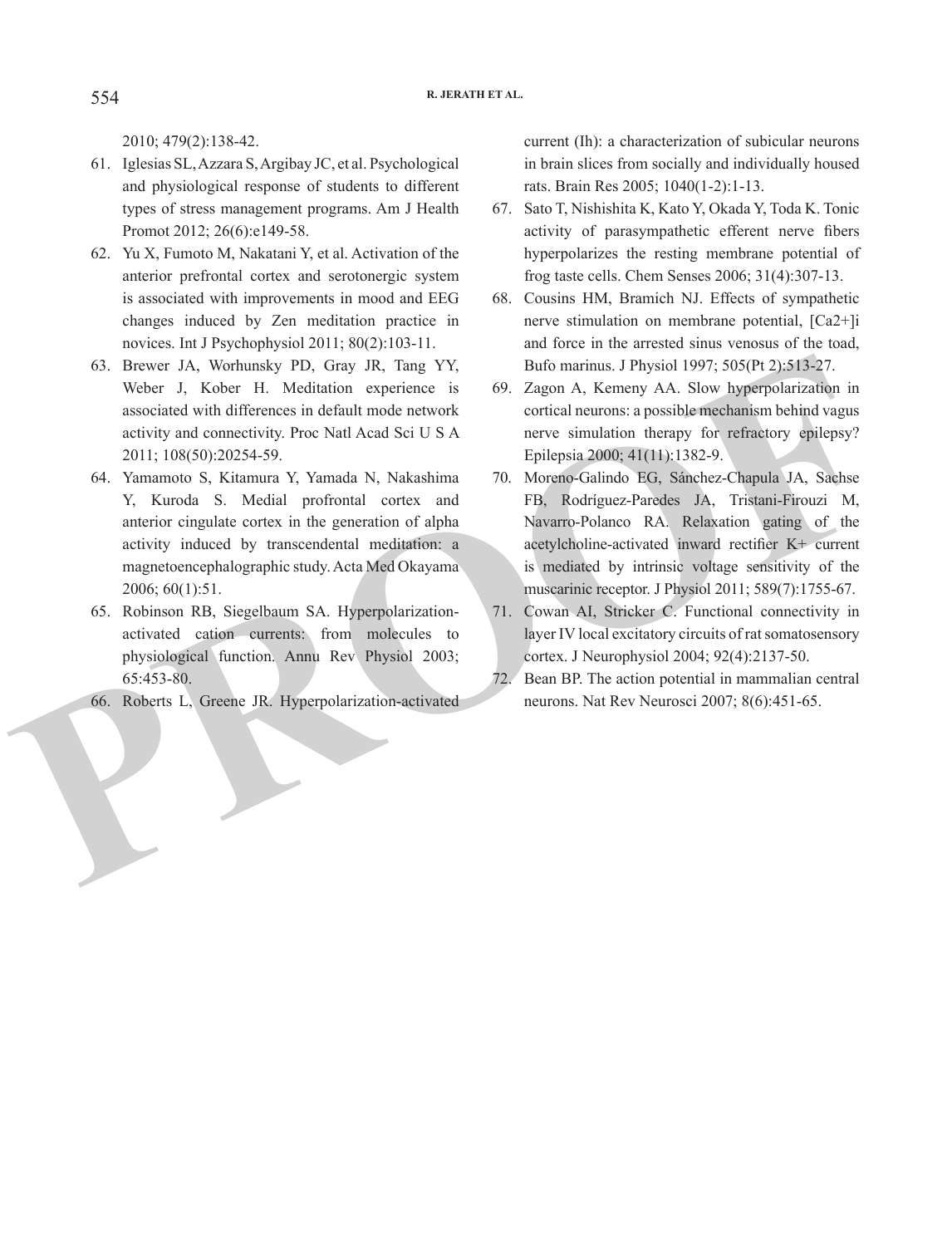2010; 479(2):138-42.

61. Iglesias SL, Azzara S, Argibay JC, et al. Psychological and physiological response of students to different types of stress management programs. Am J Health Promot 2012; 26(6):e149-58.
62. Yu X, Fumoto M, Nakatani Y, et al. Activation of the anterior prefrontal cortex and serotonergic system is associated with improvements in mood and EEG changes induced by Zen meditation practice in novices. Int J Psychophysiol 2011; 80(2):103-11.
63. Brewer JA, Worhunsky PD, Gray JR, Tang YY, Weber J, Kober H. Meditation experience is associated with differences in default mode network activity and connectivity. Proc Natl Acad Sci U S A 2011; 108(50):20254-59.
64. Yamamoto S, Kitamura Y, Yamada N, Nakashima Y, Kuroda S. Medial profrontal cortex and anterior cingulate cortex in the generation of alpha activity induced by transcendental meditation: a magnetoencephalographic study. Acta Med Okayama 2006; 60(1):51.
65. Robinson RB, Siegelbaum SA. Hyperpolarization-activated cation currents: from molecules to physiological function. Annu Rev Physiol 2003; 65:453-80.
66. Roberts L, Greene JR. Hyperpolarization-activated current (Ih): a characterization of subicular neurons in brain slices from socially and individually housed rats. Brain Res 2005; 1040(1-2):1-13.
67. Sato T, Nishishita K, Kato Y, Okada Y, Toda K. Tonic activity of parasympathetic efferent nerve fibers hyperpolarizes the resting membrane potential of frog taste cells. Chem Senses 2006; 31(4):307-13.
68. Cousins HM, Bramich NJ. Effects of sympathetic nerve stimulation on membrane potential, $[Ca^{2+}]_i$ and force in the arrested sinus venosus of the toad, Bufo marinus. J Physiol 1997; 505(Pt 2):513-27.
69. Zagon A, Kemeny AA. Slow hyperpolarization in cortical neurons: a possible mechanism behind vagus nerve simulation therapy for refractory epilepsy? Epilepsia 2000; 41(11):1382-9.
70. Moreno-Galindo EG, Sánchez-Chapula JA, Sachse FB, Rodríguez-Paredes JA, Tristani-Firouzi M, Navarro-Polanco RA. Relaxation gating of the acetylcholine-activated inward rectifier $K^+$ current is mediated by intrinsic voltage sensitivity of the muscarinic receptor. J Physiol 2011; 589(7):1755-67.
71. Cowan AI, Stricker C. Functional connectivity in layer IV local excitatory circuits of rat somatosensory cortex. J Neurophysiol 2004; 92(4):2137-50.
72. Bean BP. The action potential in mammalian central neurons. Nat Rev Neurosci 2007; 8(6):451-65.